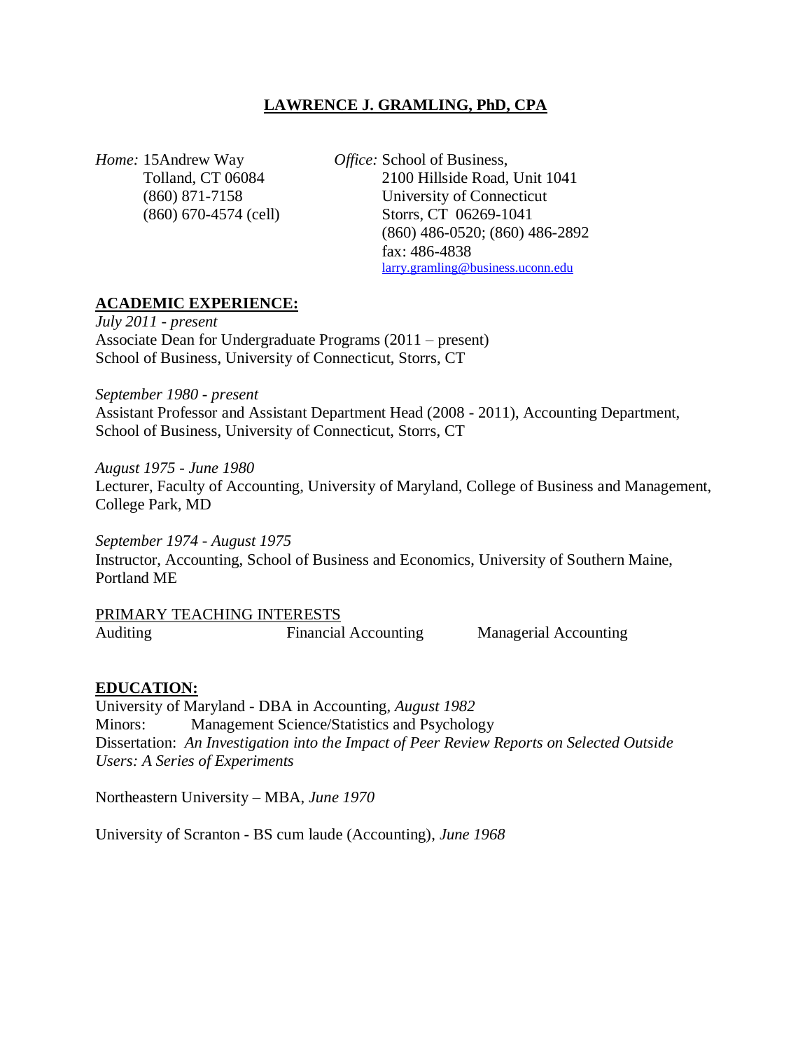# LAWRENCE J. GRAMLING, PhD, CPA

*Home:* 15Andrew Way
Tolland, CT 06084
(860) 871-7158
(860) 670-4574 (cell)

*Office:* School of Business,
2100 Hillside Road, Unit 1041
University of Connecticut
Storrs, CT 06269-1041
(860) 486-0520; (860) 486-2892
fax: 486-4838
larry.gramling@business.uconn.edu

## ACADEMIC EXPERIENCE:

*July 2011 - present*
Associate Dean for Undergraduate Programs (2011 – present)
School of Business, University of Connecticut, Storrs, CT

*September 1980 - present*
Assistant Professor and Assistant Department Head (2008 - 2011), Accounting Department, School of Business, University of Connecticut, Storrs, CT

*August 1975 - June 1980*
Lecturer, Faculty of Accounting, University of Maryland, College of Business and Management, College Park, MD

*September 1974 - August 1975*
Instructor, Accounting, School of Business and Economics, University of Southern Maine, Portland ME

PRIMARY TEACHING INTERESTS

Auditing    Financial Accounting    Managerial Accounting

## EDUCATION:

University of Maryland - DBA in Accounting, *August 1982*
Minors: Management Science/Statistics and Psychology
Dissertation: *An Investigation into the Impact of Peer Review Reports on Selected Outside Users: A Series of Experiments*

Northeastern University – MBA, *June 1970*

University of Scranton - BS cum laude (Accounting), *June 1968*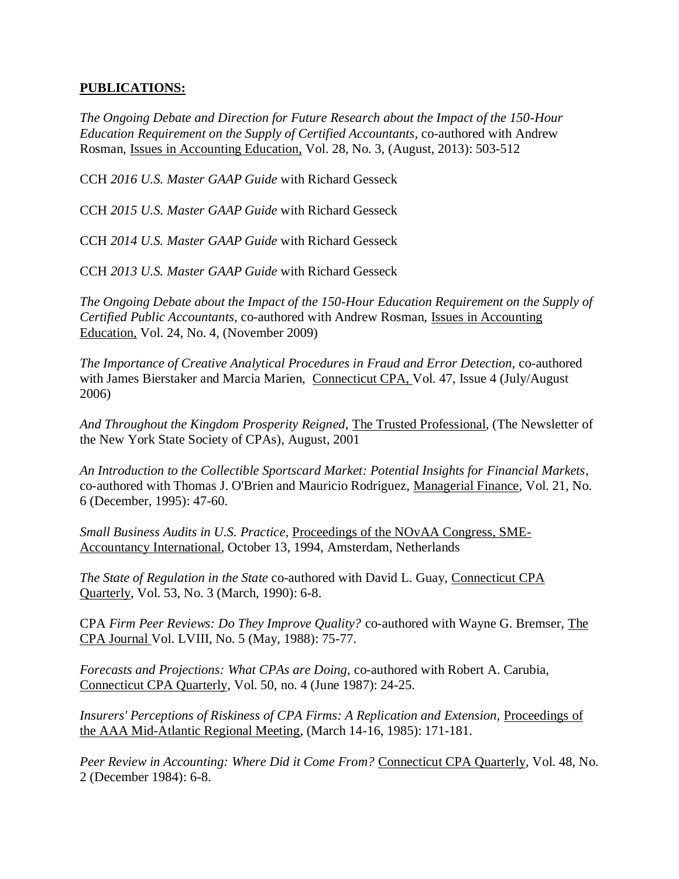**PUBLICATIONS:**

*The Ongoing Debate and Direction for Future Research about the Impact of the 150-Hour Education Requirement on the Supply of Certified Accountants*, co-authored with Andrew Rosman, Issues in Accounting Education, Vol. 28, No. 3, (August, 2013): 503-512

CCH *2016 U.S. Master GAAP Guide* with Richard Gesseck

CCH *2015 U.S. Master GAAP Guide* with Richard Gesseck

CCH *2014 U.S. Master GAAP Guide* with Richard Gesseck

CCH *2013 U.S. Master GAAP Guide* with Richard Gesseck

*The Ongoing Debate about the Impact of the 150-Hour Education Requirement on the Supply of Certified Public Accountants*, co-authored with Andrew Rosman, Issues in Accounting Education, Vol. 24, No. 4, (November 2009)

*The Importance of Creative Analytical Procedures in Fraud and Error Detection*, co-authored with James Bierstaker and Marcia Marien, Connecticut CPA, Vol. 47, Issue 4 (July/August 2006)

*And Throughout the Kingdom Prosperity Reigned*, The Trusted Professional, (The Newsletter of the New York State Society of CPAs), August, 2001

*An Introduction to the Collectible Sportscard Market: Potential Insights for Financial Markets*, co-authored with Thomas J. O'Brien and Mauricio Rodriguez, Managerial Finance, Vol. 21, No. 6 (December, 1995): 47-60.

*Small Business Audits in U.S. Practice,* Proceedings of the NOvAA Congress, SME-Accountancy International, October 13, 1994, Amsterdam, Netherlands

*The State of Regulation in the State* co-authored with David L. Guay, Connecticut CPA Quarterly, Vol. 53, No. 3 (March, 1990): 6-8.

CPA *Firm Peer Reviews: Do They Improve Quality?* co-authored with Wayne G. Bremser, The CPA Journal Vol. LVIII, No. 5 (May, 1988): 75-77.

*Forecasts and Projections: What CPAs are Doing,* co-authored with Robert A. Carubia, Connecticut CPA Quarterly, Vol. 50, no. 4 (June 1987): 24-25.

*Insurers' Perceptions of Riskiness of CPA Firms: A Replication and Extension*, Proceedings of the AAA Mid-Atlantic Regional Meeting, (March 14-16, 1985): 171-181.

*Peer Review in Accounting: Where Did it Come From?* Connecticut CPA Quarterly, Vol. 48, No. 2 (December 1984): 6-8.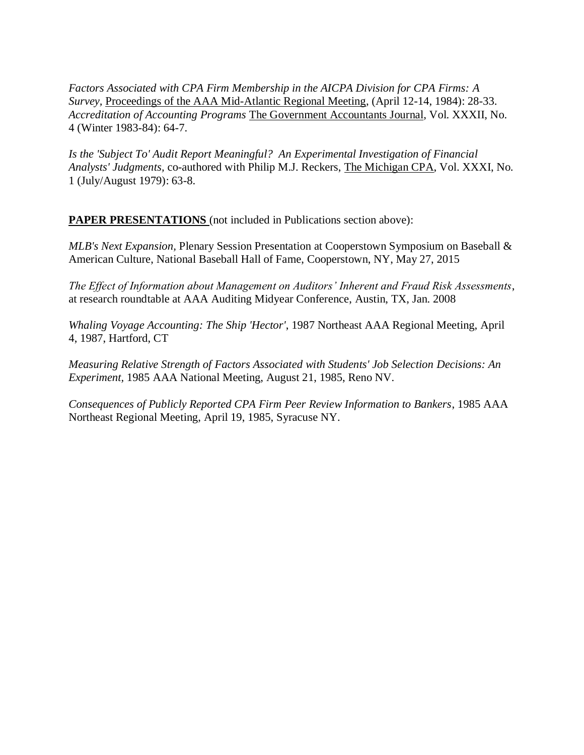*Factors Associated with CPA Firm Membership in the AICPA Division for CPA Firms: A Survey*, Proceedings of the AAA Mid-Atlantic Regional Meeting, (April 12-14, 1984): 28-33.
*Accreditation of Accounting Programs* The Government Accountants Journal, Vol. XXXII, No. 4 (Winter 1983-84): 64-7.

*Is the 'Subject To' Audit Report Meaningful? An Experimental Investigation of Financial Analysts' Judgments*, co-authored with Philip M.J. Reckers, The Michigan CPA, Vol. XXXI, No. 1 (July/August 1979): 63-8.

**PAPER PRESENTATIONS** (not included in Publications section above):

*MLB's Next Expansion,* Plenary Session Presentation at Cooperstown Symposium on Baseball & American Culture, National Baseball Hall of Fame, Cooperstown, NY, May 27, 2015

*The Effect of Information about Management on Auditors' Inherent and Fraud Risk Assessments*, at research roundtable at AAA Auditing Midyear Conference, Austin, TX, Jan. 2008

*Whaling Voyage Accounting: The Ship 'Hector'*, 1987 Northeast AAA Regional Meeting, April 4, 1987, Hartford, CT

*Measuring Relative Strength of Factors Associated with Students' Job Selection Decisions: An Experiment,* 1985 AAA National Meeting, August 21, 1985, Reno NV.

*Consequences of Publicly Reported CPA Firm Peer Review Information to Bankers*, 1985 AAA Northeast Regional Meeting, April 19, 1985, Syracuse NY.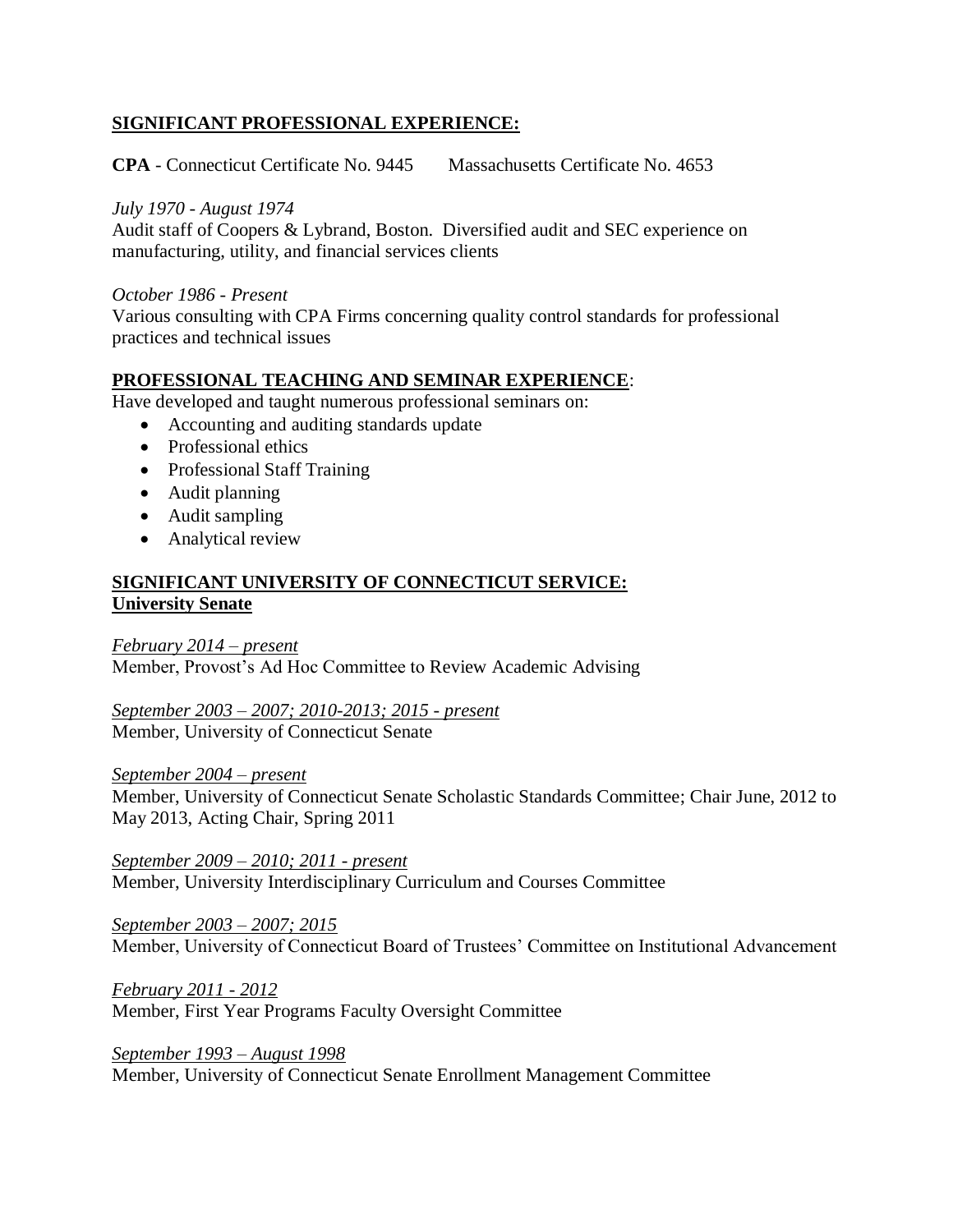## SIGNIFICANT PROFESSIONAL EXPERIENCE:

**CPA** - Connecticut Certificate No. 9445 Massachusetts Certificate No. 4653

*July 1970 - August 1974*
Audit staff of Coopers & Lybrand, Boston. Diversified audit and SEC experience on manufacturing, utility, and financial services clients

*October 1986 - Present*
Various consulting with CPA Firms concerning quality control standards for professional practices and technical issues

## PROFESSIONAL TEACHING AND SEMINAR EXPERIENCE:

Have developed and taught numerous professional seminars on:

- Accounting and auditing standards update
- Professional ethics
- Professional Staff Training
- Audit planning
- Audit sampling
- Analytical review

## SIGNIFICANT UNIVERSITY OF CONNECTICUT SERVICE:

### University Senate

*February 2014 – present*
Member, Provost's Ad Hoc Committee to Review Academic Advising

*September 2003 – 2007; 2010-2013; 2015 - present*
Member, University of Connecticut Senate

*September 2004 – present*
Member, University of Connecticut Senate Scholastic Standards Committee; Chair June, 2012 to May 2013, Acting Chair, Spring 2011

*September 2009 – 2010; 2011 - present*
Member, University Interdisciplinary Curriculum and Courses Committee

*September 2003 – 2007; 2015*
Member, University of Connecticut Board of Trustees' Committee on Institutional Advancement

*February 2011 - 2012*
Member, First Year Programs Faculty Oversight Committee

*September 1993 – August 1998*
Member, University of Connecticut Senate Enrollment Management Committee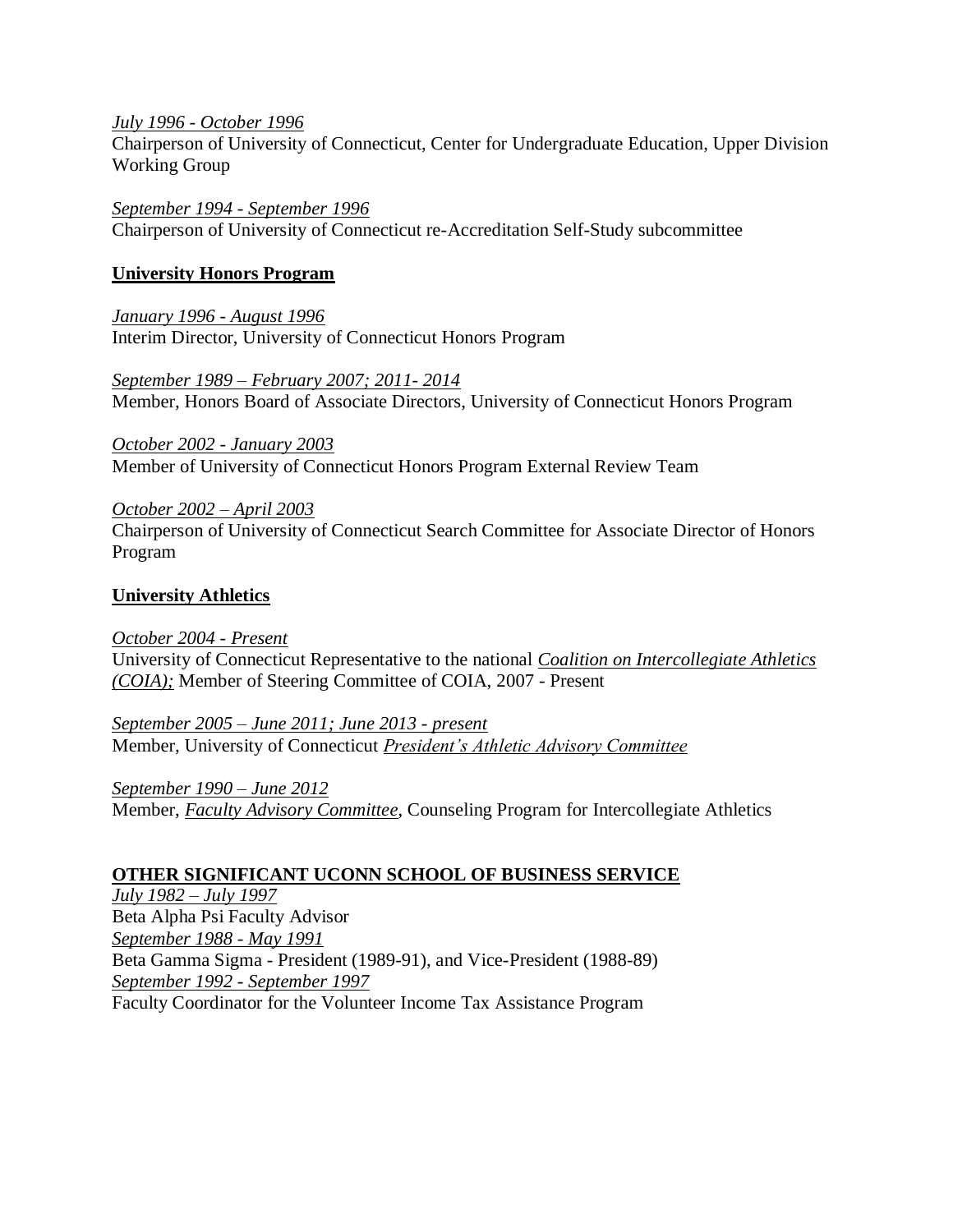*July 1996 - October 1996*
Chairperson of University of Connecticut, Center for Undergraduate Education, Upper Division Working Group

*September 1994 - September 1996*
Chairperson of University of Connecticut re-Accreditation Self-Study subcommittee

**University Honors Program**

*January 1996 - August 1996*
Interim Director, University of Connecticut Honors Program

*September 1989 – February 2007; 2011- 2014*
Member, Honors Board of Associate Directors, University of Connecticut Honors Program

*October 2002 - January 2003*
Member of University of Connecticut Honors Program External Review Team

*October 2002 – April 2003*
Chairperson of University of Connecticut Search Committee for Associate Director of Honors Program

**University Athletics**

*October 2004 - Present*
University of Connecticut Representative to the national *Coalition on Intercollegiate Athletics (COIA);* Member of Steering Committee of COIA, 2007 - Present

*September 2005 – June 2011; June 2013 - present*
Member, University of Connecticut *President's Athletic Advisory Committee*

*September 1990 – June 2012*
Member, *Faculty Advisory Committee*, Counseling Program for Intercollegiate Athletics

**OTHER SIGNIFICANT UCONN SCHOOL OF BUSINESS SERVICE**

*July 1982 – July 1997*
Beta Alpha Psi Faculty Advisor
*September 1988 - May 1991*
Beta Gamma Sigma - President (1989-91), and Vice-President (1988-89)
*September 1992 - September 1997*
Faculty Coordinator for the Volunteer Income Tax Assistance Program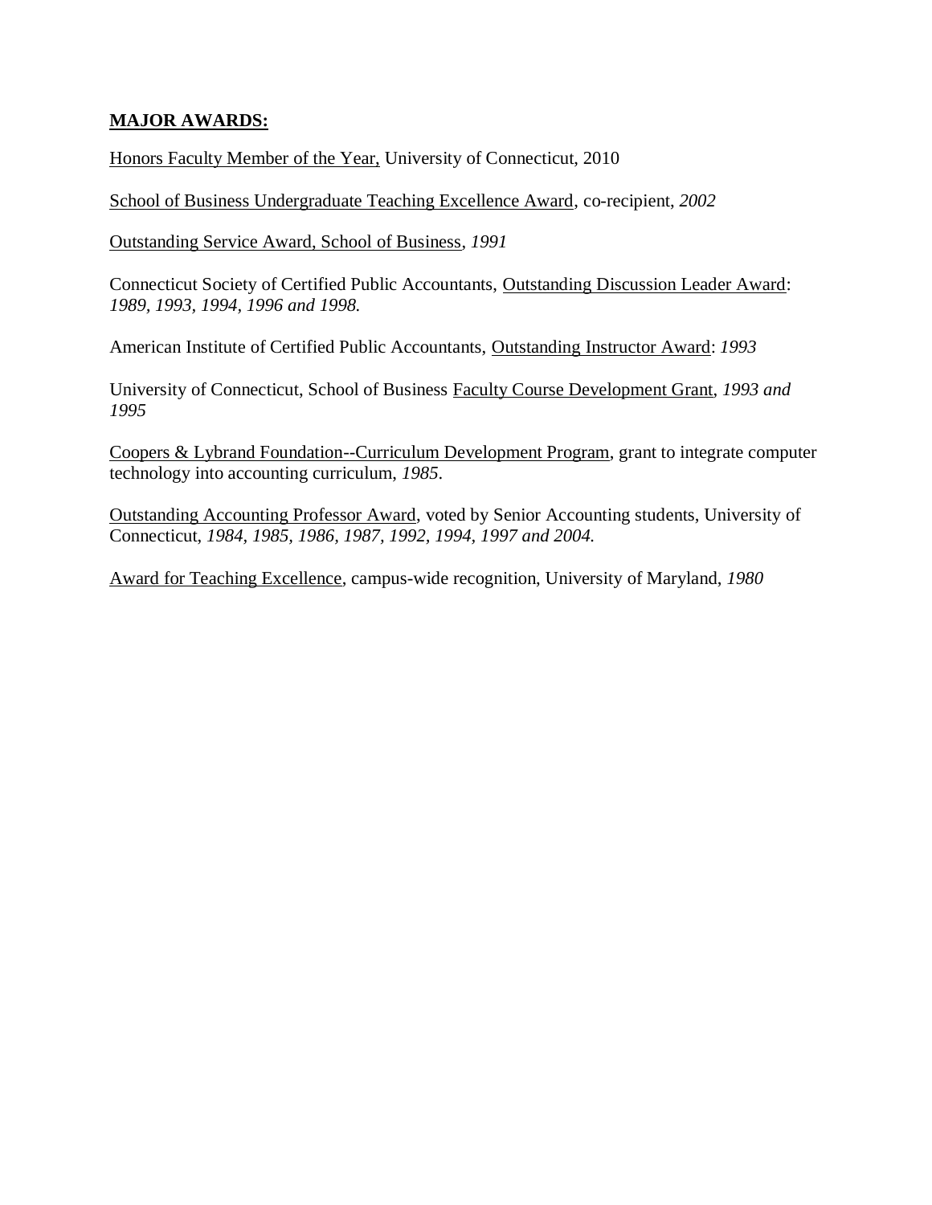## MAJOR AWARDS:

Honors Faculty Member of the Year, University of Connecticut, 2010

School of Business Undergraduate Teaching Excellence Award, co-recipient, *2002*

Outstanding Service Award, School of Business, *1991*

Connecticut Society of Certified Public Accountants, Outstanding Discussion Leader Award: *1989, 1993, 1994, 1996 and 1998.*

American Institute of Certified Public Accountants, Outstanding Instructor Award: *1993*

University of Connecticut, School of Business Faculty Course Development Grant, *1993 and 1995*

Coopers & Lybrand Foundation--Curriculum Development Program, grant to integrate computer technology into accounting curriculum, *1985*.

Outstanding Accounting Professor Award, voted by Senior Accounting students, University of Connecticut, *1984, 1985, 1986, 1987, 1992, 1994, 1997 and 2004.*

Award for Teaching Excellence, campus-wide recognition, University of Maryland, *1980*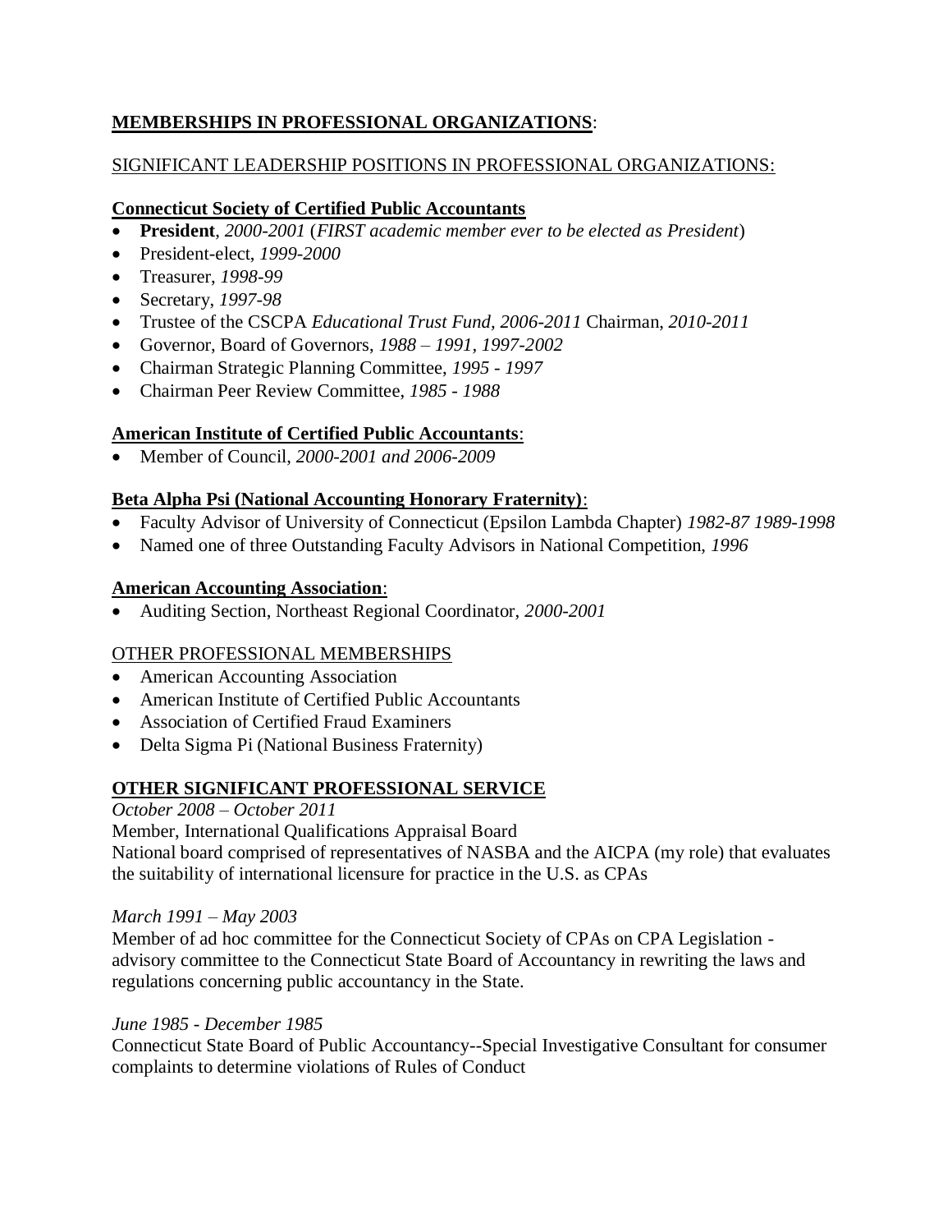## **MEMBERSHIPS IN PROFESSIONAL ORGANIZATIONS**:

### SIGNIFICANT LEADERSHIP POSITIONS IN PROFESSIONAL ORGANIZATIONS:

**Connecticut Society of Certified Public Accountants**

- **President**, *2000-2001* (*FIRST academic member ever to be elected as President*)
- President-elect, *1999-2000*
- Treasurer, *1998-99*
- Secretary, *1997-98*
- Trustee of the CSCPA *Educational Trust Fund, 2006-2011* Chairman, *2010-2011*
- Governor, Board of Governors, *1988 – 1991, 1997-2002*
- Chairman Strategic Planning Committee, *1995 - 1997*
- Chairman Peer Review Committee, *1985 - 1988*

**American Institute of Certified Public Accountants**:

- Member of Council, *2000-2001 and 2006-2009*

**Beta Alpha Psi (National Accounting Honorary Fraternity)**:

- Faculty Advisor of University of Connecticut (Epsilon Lambda Chapter) *1982-87 1989-1998*
- Named one of three Outstanding Faculty Advisors in National Competition, *1996*

**American Accounting Association**:

- Auditing Section, Northeast Regional Coordinator, *2000-2001*

### OTHER PROFESSIONAL MEMBERSHIPS

- American Accounting Association
- American Institute of Certified Public Accountants
- Association of Certified Fraud Examiners
- Delta Sigma Pi (National Business Fraternity)

## **OTHER SIGNIFICANT PROFESSIONAL SERVICE**

*October 2008 – October 2011*
Member, International Qualifications Appraisal Board
National board comprised of representatives of NASBA and the AICPA (my role) that evaluates the suitability of international licensure for practice in the U.S. as CPAs

*March 1991 – May 2003*
Member of ad hoc committee for the Connecticut Society of CPAs on CPA Legislation - advisory committee to the Connecticut State Board of Accountancy in rewriting the laws and regulations concerning public accountancy in the State.

*June 1985 - December 1985*
Connecticut State Board of Public Accountancy--Special Investigative Consultant for consumer complaints to determine violations of Rules of Conduct